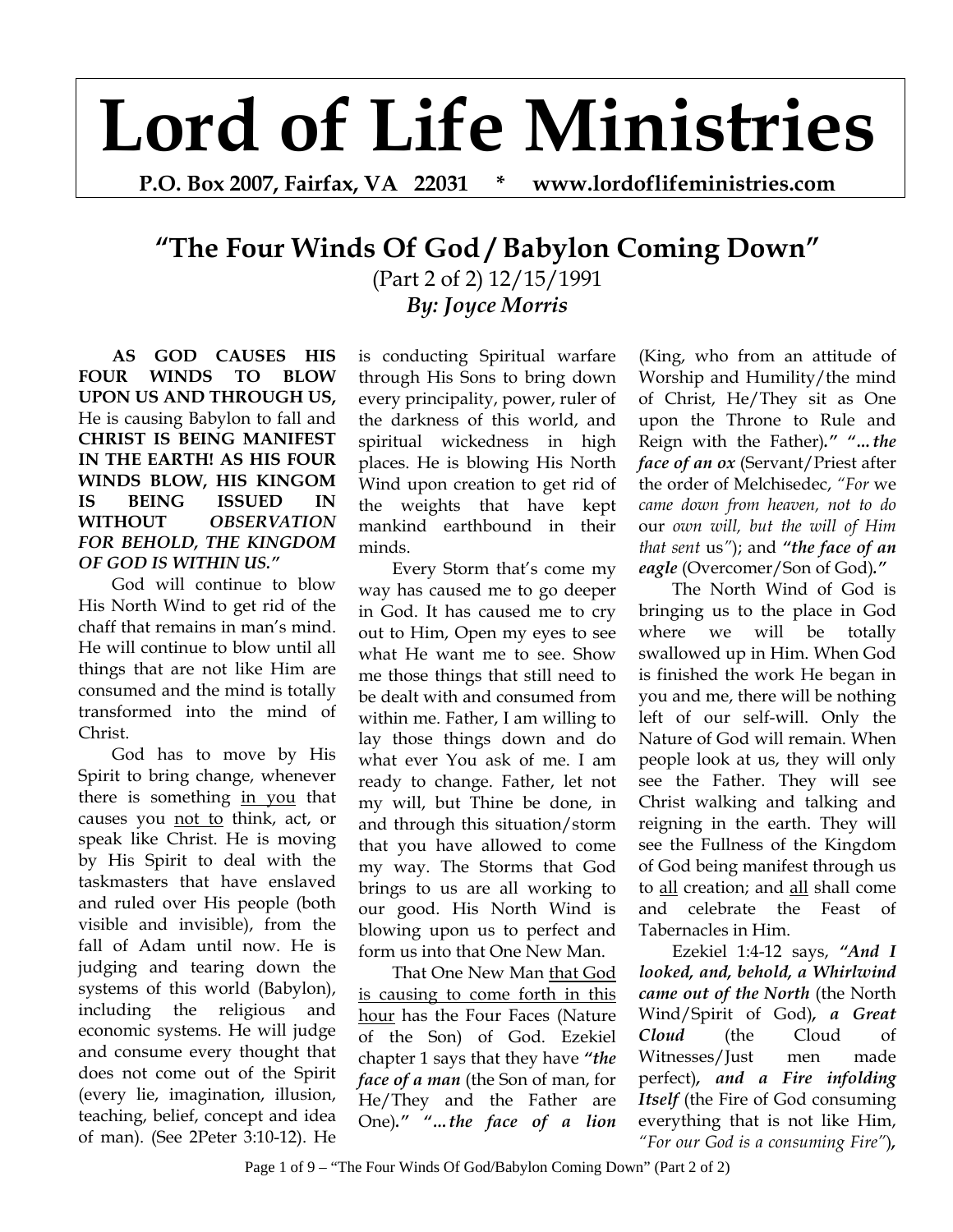# Lord of Life Ministries

**P.O. Box 2007, Fairfax, VA 22031 * www.lordoflifeministries.com**

## "The Four Winds Of God / Babylon Coming Down"

(Part 2 of 2) 12/15/1991

***By: Joyce Morris***

**AS GOD CAUSES HIS FOUR WINDS TO BLOW UPON US AND THROUGH US,** He is causing Babylon to fall and **CHRIST IS BEING MANIFEST IN THE EARTH! AS HIS FOUR WINDS BLOW, HIS KINGOM IS BEING ISSUED IN WITHOUT *OBSERVATION FOR BEHOLD, THE KINGDOM OF GOD IS WITHIN US."***

God will continue to blow His North Wind to get rid of the chaff that remains in man's mind. He will continue to blow until all things that are not like Him are consumed and the mind is totally transformed into the mind of Christ.

God has to move by His Spirit to bring change, whenever there is something in you that causes you not to think, act, or speak like Christ. He is moving by His Spirit to deal with the taskmasters that have enslaved and ruled over His people (both visible and invisible), from the fall of Adam until now. He is judging and tearing down the systems of this world (Babylon), including the religious and economic systems. He will judge and consume every thought that does not come out of the Spirit (every lie, imagination, illusion, teaching, belief, concept and idea of man). (See 2Peter 3:10-12). He is conducting Spiritual warfare through His Sons to bring down every principality, power, ruler of the darkness of this world, and spiritual wickedness in high places. He is blowing His North Wind upon creation to get rid of the weights that have kept mankind earthbound in their minds.

Every Storm that's come my way has caused me to go deeper in God. It has caused me to cry out to Him, Open my eyes to see what He want me to see. Show me those things that still need to be dealt with and consumed from within me. Father, I am willing to lay those things down and do what ever You ask of me. I am ready to change. Father, let not my will, but Thine be done, in and through this situation/storm that you have allowed to come my way. The Storms that God brings to us are all working to our good. His North Wind is blowing upon us to perfect and form us into that One New Man.

That One New Man that God is causing to come forth in this hour has the Four Faces (Nature of the Son) of God. Ezekiel chapter 1 says that they have ***"the face of a man*** (the Son of man, for He/They and the Father are One)***." "…the face of a lion*** (King, who from an attitude of Worship and Humility/the mind of Christ, He/They sit as One upon the Throne to Rule and Reign with the Father)***." "…the face of an ox*** (Servant/Priest after the order of Melchisedec, *"For* we *came down from heaven, not to do* our *own will, but the will of Him that sent* us*"*); and ***"the face of an eagle*** (Overcomer/Son of God)***."***

The North Wind of God is bringing us to the place in God where we will be totally swallowed up in Him. When God is finished the work He began in you and me, there will be nothing left of our self-will. Only the Nature of God will remain. When people look at us, they will only see the Father. They will see Christ walking and talking and reigning in the earth. They will see the Fullness of the Kingdom of God being manifest through us to all creation; and all shall come and celebrate the Feast of Tabernacles in Him.

Ezekiel 1:4-12 says, ***"And I looked, and, behold, a Whirlwind came out of the North*** (the North Wind/Spirit of God)***, a Great Cloud*** (the Cloud of Witnesses/Just men made perfect)***, and a Fire infolding Itself*** (the Fire of God consuming everything that is not like Him, *"For our God is a consuming Fire"*)***,***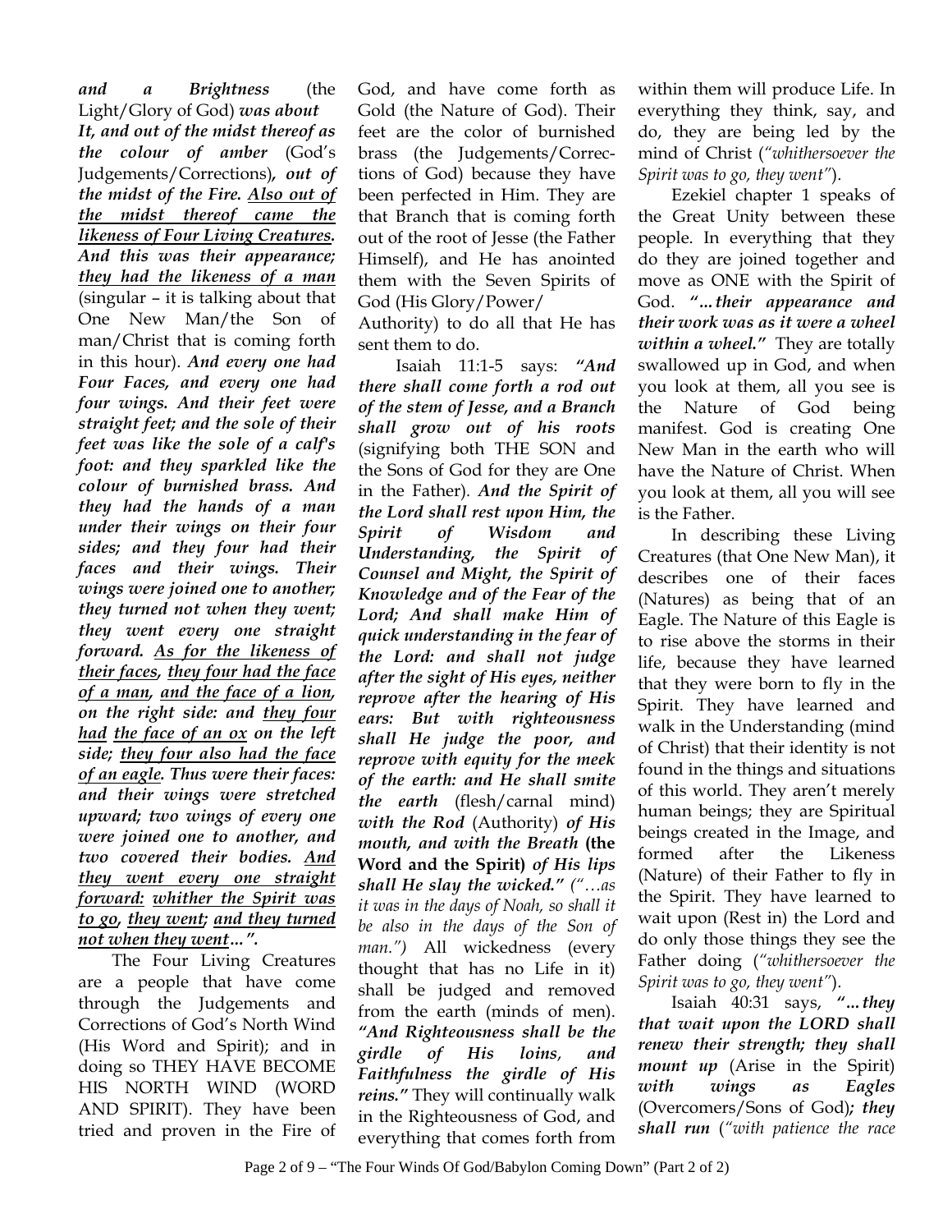***and a Brightness*** (the Light/Glory of God) ***was about It, and out of the midst thereof as the colour of amber*** (God's Judgements/Corrections)***, out of the midst of the Fire. <u>Also out of the midst thereof came the likeness of Four Living Creatures</u>. And this was their appearance; <u>they had the likeness of a man</u>*** (singular – it is talking about that One New Man/the Son of man/Christ that is coming forth in this hour). ***And every one had Four Faces, and every one had four wings. And their feet were straight feet; and the sole of their feet was like the sole of a calf's foot: and they sparkled like the colour of burnished brass. And they had the hands of a man under their wings on their four sides; and they four had their faces and their wings. Their wings were joined one to another; they turned not when they went; they went every one straight forward. <u>As for the likeness of their faces</u>, <u>they four had the face of a man</u>, <u>and the face of a lion</u>, on the right side: and <u>they four had</u> <u>the face of an ox</u> on the left side; <u>they four also had the face of an eagle</u>. Thus were their faces: and their wings were stretched upward; two wings of every one were joined one to another, and two covered their bodies. <u>And they went every one straight forward:</u> <u>whither the Spirit was to go</u>, <u>they went</u>; <u>and they turned not when they went</u>…".***

The Four Living Creatures are a people that have come through the Judgements and Corrections of God's North Wind (His Word and Spirit); and in doing so THEY HAVE BECOME HIS NORTH WIND (WORD AND SPIRIT). They have been tried and proven in the Fire of God, and have come forth as Gold (the Nature of God). Their feet are the color of burnished brass (the Judgements/Corrections of God) because they have been perfected in Him. They are that Branch that is coming forth out of the root of Jesse (the Father Himself), and He has anointed them with the Seven Spirits of God (His Glory/Power/ Authority) to do all that He has sent them to do.

Isaiah 11:1-5 says: ***"And there shall come forth a rod out of the stem of Jesse, and a Branch shall grow out of his roots*** (signifying both THE SON and the Sons of God for they are One in the Father). ***And the Spirit of the Lord shall rest upon Him, the Spirit of Wisdom and Understanding, the Spirit of Counsel and Might, the Spirit of Knowledge and of the Fear of the Lord; And shall make Him of quick understanding in the fear of the Lord: and shall not judge after the sight of His eyes, neither reprove after the hearing of His ears: But with righteousness shall He judge the poor, and reprove with equity for the meek of the earth: and He shall smite the earth*** (flesh/carnal mind) ***with the Rod*** (Authority) ***of His mouth, and with the Breath* (the Word and the Spirit)** ***of His lips shall He slay the wicked."*** *("…as it was in the days of Noah, so shall it be also in the days of the Son of man.")* All wickedness (every thought that has no Life in it) shall be judged and removed from the earth (minds of men). ***"And Righteousness shall be the girdle of His loins, and Faithfulness the girdle of His reins."*** They will continually walk in the Righteousness of God, and everything that comes forth from within them will produce Life. In everything they think, say, and do, they are being led by the mind of Christ (*"whithersoever the Spirit was to go, they went"*).

Ezekiel chapter 1 speaks of the Great Unity between these people. In everything that they do they are joined together and move as ONE with the Spirit of God. ***"…their appearance and their work was as it were a wheel within a wheel."*** They are totally swallowed up in God, and when you look at them, all you see is the Nature of God being manifest. God is creating One New Man in the earth who will have the Nature of Christ. When you look at them, all you will see is the Father.

In describing these Living Creatures (that One New Man), it describes one of their faces (Natures) as being that of an Eagle. The Nature of this Eagle is to rise above the storms in their life, because they have learned that they were born to fly in the Spirit. They have learned and walk in the Understanding (mind of Christ) that their identity is not found in the things and situations of this world. They aren't merely human beings; they are Spiritual beings created in the Image, and formed after the Likeness (Nature) of their Father to fly in the Spirit. They have learned to wait upon (Rest in) the Lord and do only those things they see the Father doing (*"whithersoever the Spirit was to go, they went"*).

Isaiah 40:31 says, ***"…they that wait upon the LORD shall renew their strength; they shall mount up*** (Arise in the Spirit) ***with wings as Eagles*** (Overcomers/Sons of God)***; they shall run*** (*"with patience the race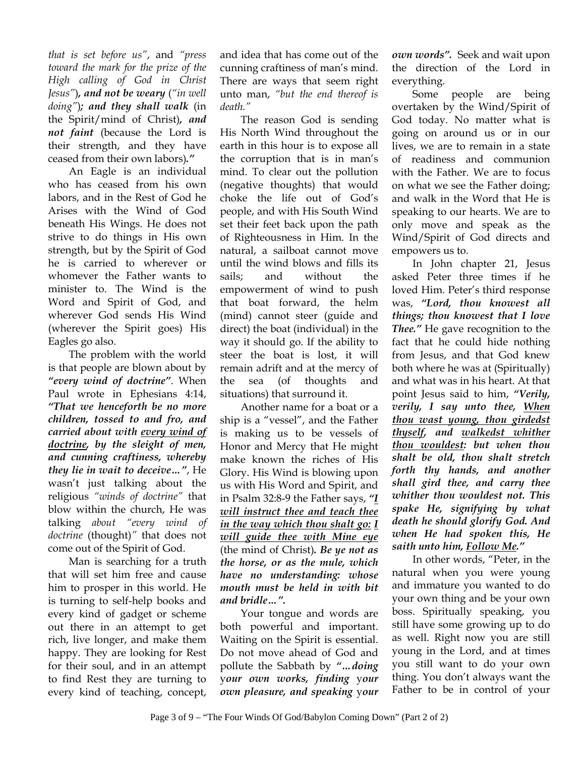*that is set before us"*, and *"press toward the mark for the prize of the High calling of God in Christ Jesus"*)***, and not be weary*** (*"in well doing"*)***; and they shall walk*** (in the Spirit/mind of Christ)***, and not faint*** (because the Lord is their strength, and they have ceased from their own labors)***."***

An Eagle is an individual who has ceased from his own labors, and in the Rest of God he Arises with the Wind of God beneath His Wings. He does not strive to do things in His own strength, but by the Spirit of God he is carried to wherever or whomever the Father wants to minister to. The Wind is the Word and Spirit of God, and wherever God sends His Wind (wherever the Spirit goes) His Eagles go also.

The problem with the world is that people are blown about by ***"every wind of doctrine"***. When Paul wrote in Ephesians 4:14, ***"That we henceforth be no more children, tossed to and fro, and carried about with <u>every wind of doctrine</u>, by the sleight of men, and cunning craftiness, whereby they lie in wait to deceive…"***, He wasn't just talking about the religious *"winds of doctrine"* that blow within the church, He was talking *about "every wind of doctrine* (thought)*"* that does not come out of the Spirit of God.

Man is searching for a truth that will set him free and cause him to prosper in this world. He is turning to self-help books and every kind of gadget or scheme out there in an attempt to get rich, live longer, and make them happy. They are looking for Rest for their soul, and in an attempt to find Rest they are turning to every kind of teaching, concept, and idea that has come out of the cunning craftiness of man's mind. There are ways that seem right unto man, *"but the end thereof is death."*

The reason God is sending His North Wind throughout the earth in this hour is to expose all the corruption that is in man's mind. To clear out the pollution (negative thoughts) that would choke the life out of God's people, and with His South Wind set their feet back upon the path of Righteousness in Him. In the natural, a sailboat cannot move until the wind blows and fills its sails; and without the empowerment of wind to push that boat forward, the helm (mind) cannot steer (guide and direct) the boat (individual) in the way it should go. If the ability to steer the boat is lost, it will remain adrift and at the mercy of the sea (of thoughts and situations) that surround it.

Another name for a boat or a ship is a "vessel", and the Father is making us to be vessels of Honor and Mercy that He might make known the riches of His Glory. His Wind is blowing upon us with His Word and Spirit, and in Psalm 32:8-9 the Father says, ***"<u>I will instruct thee and teach thee in the way which thou shalt go: I will guide thee with Mine eye</u>*** (the mind of Christ)***. Be ye not as the horse, or as the mule, which have no understanding: whose mouth must be held in with bit and bridle…".***

Your tongue and words are both powerful and important. Waiting on the Spirit is essential. Do not move ahead of God and pollute the Sabbath by ***"…doing your own works, finding your own pleasure, and speaking your own words".*** Seek and wait upon the direction of the Lord in everything.

Some people are being overtaken by the Wind/Spirit of God today. No matter what is going on around us or in our lives, we are to remain in a state of readiness and communion with the Father. We are to focus on what we see the Father doing; and walk in the Word that He is speaking to our hearts. We are to only move and speak as the Wind/Spirit of God directs and empowers us to.

In John chapter 21, Jesus asked Peter three times if he loved Him. Peter's third response was, ***"Lord, thou knowest all things; thou knowest that I love Thee."*** He gave recognition to the fact that he could hide nothing from Jesus, and that God knew both where he was at (Spiritually) and what was in his heart. At that point Jesus said to him, ***"Verily, verily, I say unto thee, <u>When thou wast young, thou girdedst thyself</u>, and <u>walkedst whither thou wouldest</u>: but when thou shalt be old, thou shalt stretch forth thy hands, and another shall gird thee, and carry thee whither thou wouldest not. This spake He, signifying by what death he should glorify God. And when He had spoken this, He saith unto him, <u>Follow Me</u>."***

In other words, "Peter, in the natural when you were young and immature you wanted to do your own thing and be your own boss. Spiritually speaking, you still have some growing up to do as well. Right now you are still young in the Lord, and at times you still want to do your own thing. You don't always want the Father to be in control of your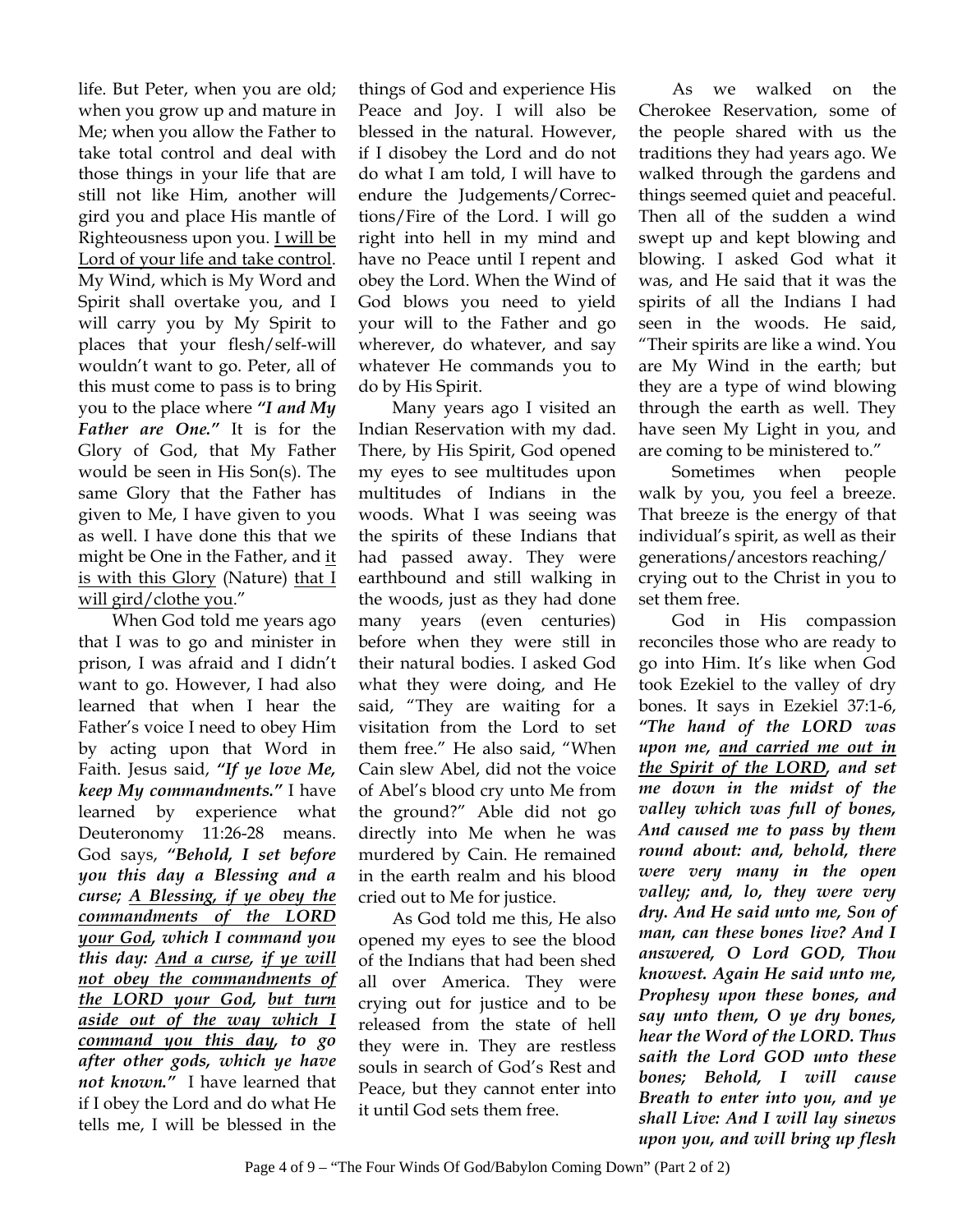life. But Peter, when you are old; when you grow up and mature in Me; when you allow the Father to take total control and deal with those things in your life that are still not like Him, another will gird you and place His mantle of Righteousness upon you. <u>I will be Lord of your life and take control</u>. My Wind, which is My Word and Spirit shall overtake you, and I will carry you by My Spirit to places that your flesh/self-will wouldn't want to go. Peter, all of this must come to pass is to bring you to the place where ***"I and My Father are One."*** It is for the Glory of God, that My Father would be seen in His Son(s). The same Glory that the Father has given to Me, I have given to you as well. I have done this that we might be One in the Father, and <u>it is with this Glory</u> (Nature) <u>that I will gird/clothe you</u>."

When God told me years ago that I was to go and minister in prison, I was afraid and I didn't want to go. However, I had also learned that when I hear the Father's voice I need to obey Him by acting upon that Word in Faith. Jesus said, ***"If ye love Me, keep My commandments."*** I have learned by experience what Deuteronomy 11:26-28 means. God says, ***"Behold, I set before you this day a Blessing and a curse; <u>A Blessing, if ye obey the commandments of the LORD your God</u>, which I command you this day: <u>And a curse</u>, <u>if ye will not obey the commandments of the LORD your God</u>, <u>but turn aside out of the way which I command you this day</u>, to go after other gods, which ye have not known."*** I have learned that if I obey the Lord and do what He tells me, I will be blessed in the things of God and experience His Peace and Joy. I will also be blessed in the natural. However, if I disobey the Lord and do not do what I am told, I will have to endure the Judgements/Corrections/Fire of the Lord. I will go right into hell in my mind and have no Peace until I repent and obey the Lord. When the Wind of God blows you need to yield your will to the Father and go wherever, do whatever, and say whatever He commands you to do by His Spirit.

Many years ago I visited an Indian Reservation with my dad. There, by His Spirit, God opened my eyes to see multitudes upon multitudes of Indians in the woods. What I was seeing was the spirits of these Indians that had passed away. They were earthbound and still walking in the woods, just as they had done many years (even centuries) before when they were still in their natural bodies. I asked God what they were doing, and He said, "They are waiting for a visitation from the Lord to set them free." He also said, "When Cain slew Abel, did not the voice of Abel's blood cry unto Me from the ground?" Able did not go directly into Me when he was murdered by Cain. He remained in the earth realm and his blood cried out to Me for justice.

As God told me this, He also opened my eyes to see the blood of the Indians that had been shed all over America. They were crying out for justice and to be released from the state of hell they were in. They are restless souls in search of God's Rest and Peace, but they cannot enter into it until God sets them free.

As we walked on the Cherokee Reservation, some of the people shared with us the traditions they had years ago. We walked through the gardens and things seemed quiet and peaceful. Then all of the sudden a wind swept up and kept blowing and blowing. I asked God what it was, and He said that it was the spirits of all the Indians I had seen in the woods. He said, "Their spirits are like a wind. You are My Wind in the earth; but they are a type of wind blowing through the earth as well. They have seen My Light in you, and are coming to be ministered to."

Sometimes when people walk by you, you feel a breeze. That breeze is the energy of that individual's spirit, as well as their generations/ancestors reaching/ crying out to the Christ in you to set them free.

God in His compassion reconciles those who are ready to go into Him. It's like when God took Ezekiel to the valley of dry bones. It says in Ezekiel 37:1-6, ***"The hand of the LORD was upon me, <u>and carried me out in the Spirit of the LORD</u>, and set me down in the midst of the valley which was full of bones, And caused me to pass by them round about: and, behold, there were very many in the open valley; and, lo, they were very dry. And He said unto me, Son of man, can these bones live? And I answered, O Lord GOD, Thou knowest. Again He said unto me, Prophesy upon these bones, and say unto them, O ye dry bones, hear the Word of the LORD. Thus saith the Lord GOD unto these bones; Behold, I will cause Breath to enter into you, and ye shall Live: And I will lay sinews upon you, and will bring up flesh***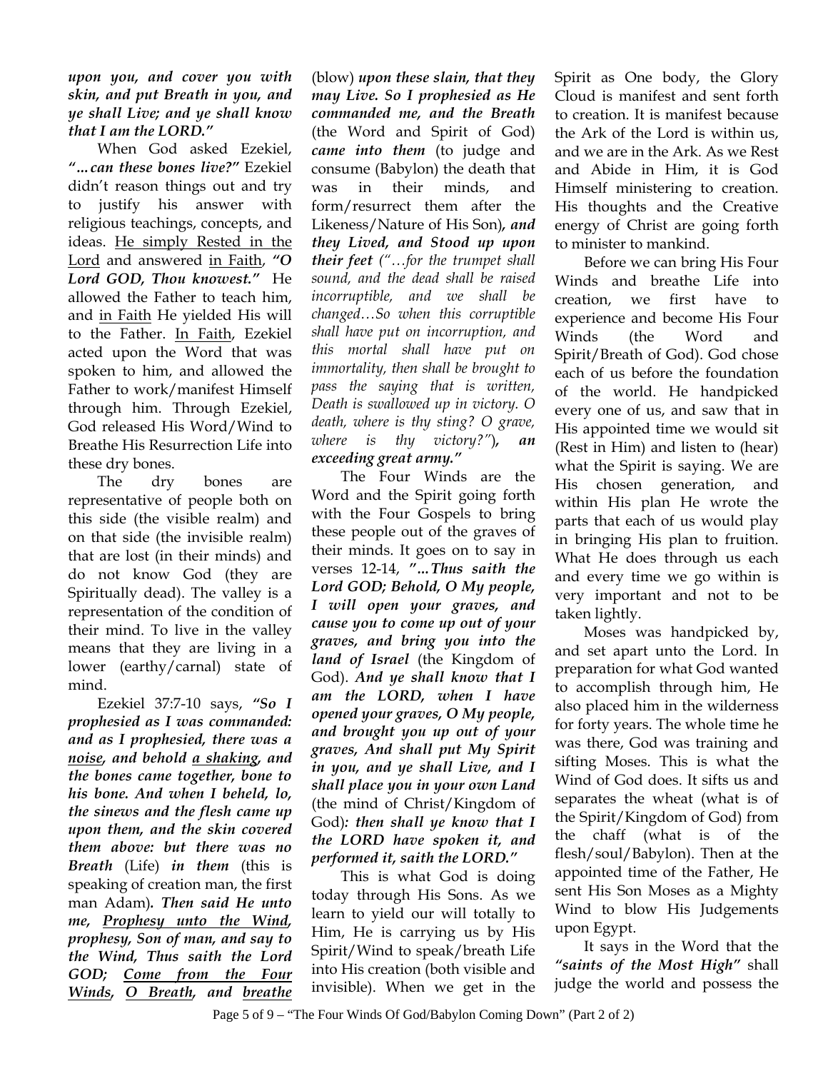***upon you, and cover you with skin, and put Breath in you, and ye shall Live; and ye shall know that I am the LORD."***

When God asked Ezekiel, ***"…can these bones live?"*** Ezekiel didn't reason things out and try to justify his answer with religious teachings, concepts, and ideas. He simply Rested in the Lord and answered in Faith, ***"O Lord GOD, Thou knowest."*** He allowed the Father to teach him, and in Faith He yielded His will to the Father. In Faith, Ezekiel acted upon the Word that was spoken to him, and allowed the Father to work/manifest Himself through him. Through Ezekiel, God released His Word/Wind to Breathe His Resurrection Life into these dry bones.

The dry bones are representative of people both on this side (the visible realm) and on that side (the invisible realm) that are lost (in their minds) and do not know God (they are Spiritually dead). The valley is a representation of the condition of their mind. To live in the valley means that they are living in a lower (earthy/carnal) state of mind.

Ezekiel 37:7-10 says, ***"So I prophesied as I was commanded: and as I prophesied, there was a noise, and behold a shaking, and the bones came together, bone to his bone. And when I beheld, lo, the sinews and the flesh came up upon them, and the skin covered them above: but there was no Breath*** (Life) ***in them*** (this is speaking of creation man, the first man Adam)***. Then said He unto me, Prophesy unto the Wind, prophesy, Son of man, and say to the Wind, Thus saith the Lord GOD; Come from the Four Winds, O Breath, and breathe*** (blow) ***upon these slain, that they may Live. So I prophesied as He commanded me, and the Breath*** (the Word and Spirit of God) ***came into them*** (to judge and consume (Babylon) the death that was in their minds, and form/resurrect them after the Likeness/Nature of His Son)***, and they Lived, and Stood up upon their feet*** *("…for the trumpet shall sound, and the dead shall be raised incorruptible, and we shall be changed…So when this corruptible shall have put on incorruption, and this mortal shall have put on immortality, then shall be brought to pass the saying that is written, Death is swallowed up in victory. O death, where is thy sting? O grave, where is thy victory?")*, ***an exceeding great army."***

The Four Winds are the Word and the Spirit going forth with the Four Gospels to bring these people out of the graves of their minds. It goes on to say in verses 12-14, ***"…Thus saith the Lord GOD; Behold, O My people, I will open your graves, and cause you to come up out of your graves, and bring you into the land of Israel*** (the Kingdom of God). ***And ye shall know that I am the LORD, when I have opened your graves, O My people, and brought you up out of your graves, And shall put My Spirit in you, and ye shall Live, and I shall place you in your own Land*** (the mind of Christ/Kingdom of God)***: then shall ye know that I the LORD have spoken it, and performed it, saith the LORD."***

This is what God is doing today through His Sons. As we learn to yield our will totally to Him, He is carrying us by His Spirit/Wind to speak/breath Life into His creation (both visible and invisible). When we get in the Spirit as One body, the Glory Cloud is manifest and sent forth to creation. It is manifest because the Ark of the Lord is within us, and we are in the Ark. As we Rest and Abide in Him, it is God Himself ministering to creation. His thoughts and the Creative energy of Christ are going forth to minister to mankind.

Before we can bring His Four Winds and breathe Life into creation, we first have to experience and become His Four Winds (the Word and Spirit/Breath of God). God chose each of us before the foundation of the world. He handpicked every one of us, and saw that in His appointed time we would sit (Rest in Him) and listen to (hear) what the Spirit is saying. We are His chosen generation, and within His plan He wrote the parts that each of us would play in bringing His plan to fruition. What He does through us each and every time we go within is very important and not to be taken lightly.

Moses was handpicked by, and set apart unto the Lord. In preparation for what God wanted to accomplish through him, He also placed him in the wilderness for forty years. The whole time he was there, God was training and sifting Moses. This is what the Wind of God does. It sifts us and separates the wheat (what is of the Spirit/Kingdom of God) from the chaff (what is of the flesh/soul/Babylon). Then at the appointed time of the Father, He sent His Son Moses as a Mighty Wind to blow His Judgements upon Egypt.

It says in the Word that the ***"saints of the Most High"*** shall judge the world and possess the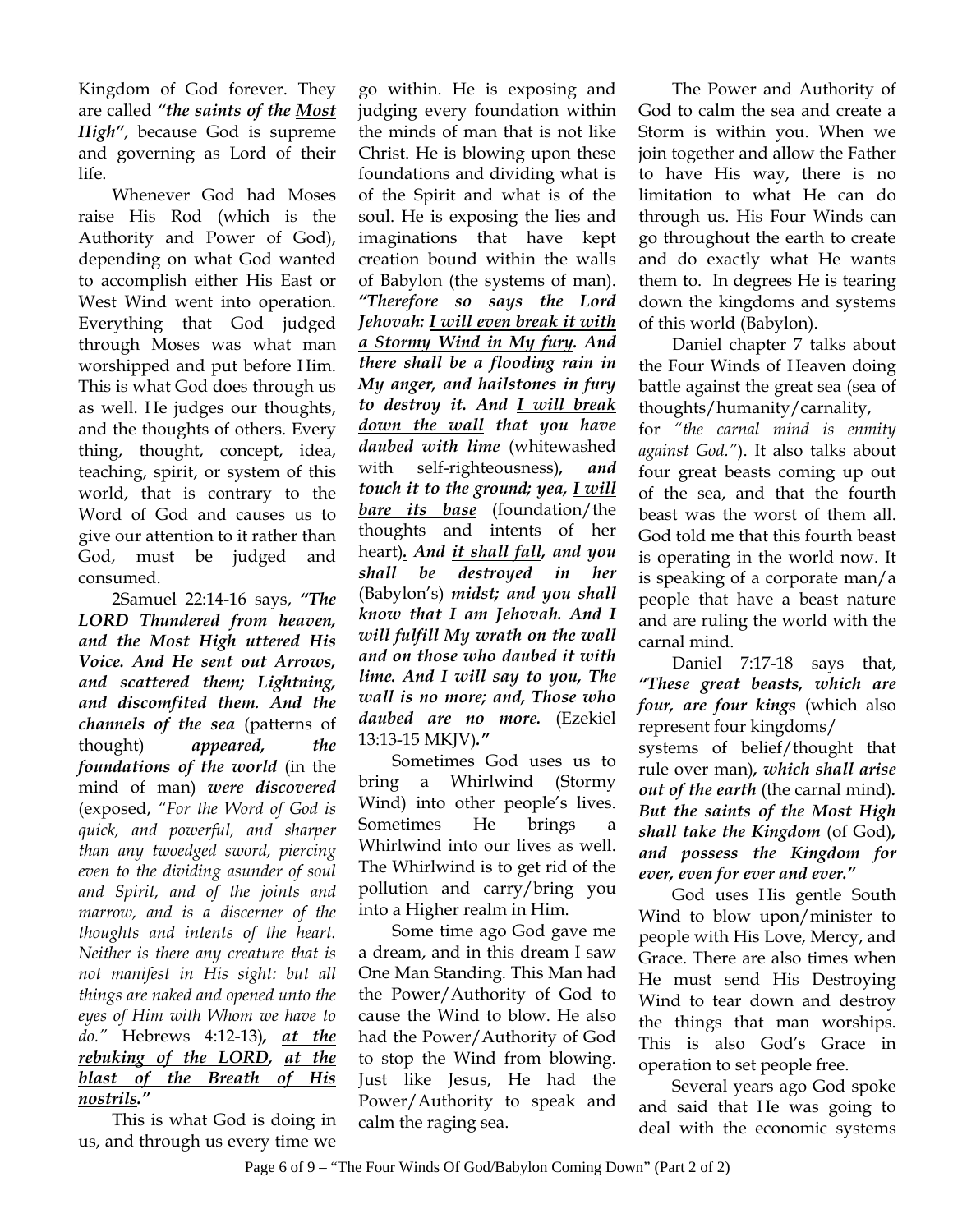Kingdom of God forever. They are called ***"the saints of the <u>Most High</u>"***, because God is supreme and governing as Lord of their life.

Whenever God had Moses raise His Rod (which is the Authority and Power of God), depending on what God wanted to accomplish either His East or West Wind went into operation. Everything that God judged through Moses was what man worshipped and put before Him. This is what God does through us as well. He judges our thoughts, and the thoughts of others. Every thing, thought, concept, idea, teaching, spirit, or system of this world, that is contrary to the Word of God and causes us to give our attention to it rather than God, must be judged and consumed.

2Samuel 22:14-16 says, ***"The LORD Thundered from heaven, and the Most High uttered His Voice. And He sent out Arrows, and scattered them; Lightning, and discomfited them. And the channels of the sea*** (patterns of thought) ***appeared, the foundations of the world*** (in the mind of man) ***were discovered*** (exposed, *"For the Word of God is quick, and powerful, and sharper than any twoedged sword, piercing even to the dividing asunder of soul and Spirit, and of the joints and marrow, and is a discerner of the thoughts and intents of the heart. Neither is there any creature that is not manifest in His sight: but all things are naked and opened unto the eyes of Him with Whom we have to do."* Hebrews 4:12-13)***, <u>at the rebuking of the LORD</u>, <u>at the blast of the Breath of His nostrils</u>."***

This is what God is doing in us, and through us every time we go within. He is exposing and judging every foundation within the minds of man that is not like Christ. He is blowing upon these foundations and dividing what is of the Spirit and what is of the soul. He is exposing the lies and imaginations that have kept creation bound within the walls of Babylon (the systems of man). ***"Therefore so says the Lord Jehovah: <u>I will even break it with a Stormy Wind in My fury</u>. And there shall be a flooding rain in My anger, and hailstones in fury to destroy it. And <u>I will break down the wall</u> that you have daubed with lime*** (whitewashed with self-righteousness)***, and touch it to the ground; yea, <u>I will bare its base</u>*** (foundation/the thoughts and intents of her heart)***. And <u>it shall fall</u>, and you shall be destroyed in her*** (Babylon's) ***midst; and you shall know that I am Jehovah. And I will fulfill My wrath on the wall and on those who daubed it with lime. And I will say to you, The wall is no more; and, Those who daubed are no more.*** (Ezekiel 13:13-15 MKJV)***."***

Sometimes God uses us to bring a Whirlwind (Stormy Wind) into other people's lives. Sometimes He brings a Whirlwind into our lives as well. The Whirlwind is to get rid of the pollution and carry/bring you into a Higher realm in Him.

Some time ago God gave me a dream, and in this dream I saw One Man Standing. This Man had the Power/Authority of God to cause the Wind to blow. He also had the Power/Authority of God to stop the Wind from blowing. Just like Jesus, He had the Power/Authority to speak and calm the raging sea.

The Power and Authority of God to calm the sea and create a Storm is within you. When we join together and allow the Father to have His way, there is no limitation to what He can do through us. His Four Winds can go throughout the earth to create and do exactly what He wants them to. In degrees He is tearing down the kingdoms and systems of this world (Babylon).

Daniel chapter 7 talks about the Four Winds of Heaven doing battle against the great sea (sea of thoughts/humanity/carnality, for *"the carnal mind is enmity against God."*). It also talks about four great beasts coming up out of the sea, and that the fourth beast was the worst of them all. God told me that this fourth beast is operating in the world now. It is speaking of a corporate man/a people that have a beast nature and are ruling the world with the carnal mind.

Daniel 7:17-18 says that, ***"These great beasts, which are four, are four kings*** (which also represent four kingdoms/systems of belief/thought that rule over man)***, which shall arise out of the earth*** (the carnal mind)***. But the saints of the Most High shall take the Kingdom*** (of God)***, and possess the Kingdom for ever, even for ever and ever."***

God uses His gentle South Wind to blow upon/minister to people with His Love, Mercy, and Grace. There are also times when He must send His Destroying Wind to tear down and destroy the things that man worships. This is also God's Grace in operation to set people free.

Several years ago God spoke and said that He was going to deal with the economic systems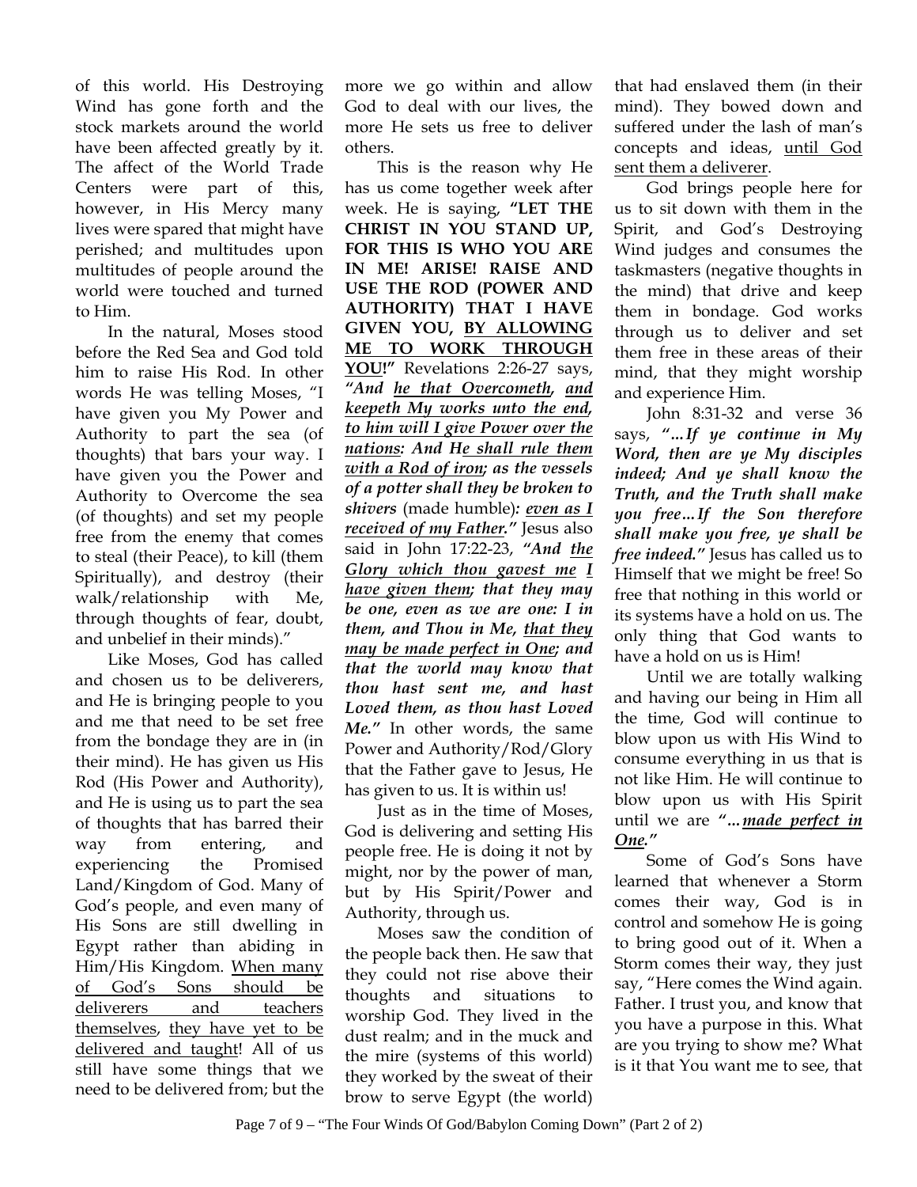of this world. His Destroying Wind has gone forth and the stock markets around the world have been affected greatly by it. The affect of the World Trade Centers were part of this, however, in His Mercy many lives were spared that might have perished; and multitudes upon multitudes of people around the world were touched and turned to Him.

In the natural, Moses stood before the Red Sea and God told him to raise His Rod. In other words He was telling Moses, "I have given you My Power and Authority to part the sea (of thoughts) that bars your way. I have given you the Power and Authority to Overcome the sea (of thoughts) and set my people free from the enemy that comes to steal (their Peace), to kill (them Spiritually), and destroy (their walk/relationship with Me, through thoughts of fear, doubt, and unbelief in their minds)."

Like Moses, God has called and chosen us to be deliverers, and He is bringing people to you and me that need to be set free from the bondage they are in (in their mind). He has given us His Rod (His Power and Authority), and He is using us to part the sea of thoughts that has barred their way from entering, and experiencing the Promised Land/Kingdom of God. Many of God's people, and even many of His Sons are still dwelling in Egypt rather than abiding in Him/His Kingdom. <u>When many of God's Sons should be deliverers and teachers themselves</u>, <u>they have yet to be delivered and taught</u>! All of us still have some things that we need to be delivered from; but the more we go within and allow God to deal with our lives, the more He sets us free to deliver others.

This is the reason why He has us come together week after week. He is saying, **"LET THE CHRIST IN YOU STAND UP, FOR THIS IS WHO YOU ARE IN ME! ARISE! RAISE AND USE THE ROD (POWER AND AUTHORITY) THAT I HAVE GIVEN YOU, <u>BY ALLOWING ME TO WORK THROUGH YOU!</u>"** Revelations 2:26-27 says, ***"And <u>he that Overcometh</u>, <u>and keepeth My works unto the end</u>, <u>to him will I give Power over the nations</u>: And H<u>e shall rule them with a Rod of iron</u>; as the vessels of a potter shall they be broken to shivers*** (made humble)***: <u>even as I received of my Father</u>."*** Jesus also said in John 17:22-23, ***"And <u>the Glory which thou gavest me</u> <u>I have given them</u>; that they may be one, even as we are one: I in them, and Thou in Me, <u>that they may be made perfect in One</u>; and that the world may know that thou hast sent me, and hast Loved them, as thou hast Loved Me."*** In other words, the same Power and Authority/Rod/Glory that the Father gave to Jesus, He has given to us. It is within us!

Just as in the time of Moses, God is delivering and setting His people free. He is doing it not by might, nor by the power of man, but by His Spirit/Power and Authority, through us.

Moses saw the condition of the people back then. He saw that they could not rise above their thoughts and situations to worship God. They lived in the dust realm; and in the muck and the mire (systems of this world) they worked by the sweat of their brow to serve Egypt (the world) that had enslaved them (in their mind). They bowed down and suffered under the lash of man's concepts and ideas, <u>until God sent them a deliverer</u>.

God brings people here for us to sit down with them in the Spirit, and God's Destroying Wind judges and consumes the taskmasters (negative thoughts in the mind) that drive and keep them in bondage. God works through us to deliver and set them free in these areas of their mind, that they might worship and experience Him.

John 8:31-32 and verse 36 says, ***"…If ye continue in My Word, then are ye My disciples indeed; And ye shall know the Truth, and the Truth shall make you free…If the Son therefore shall make you free, ye shall be free indeed."*** Jesus has called us to Himself that we might be free! So free that nothing in this world or its systems have a hold on us. The only thing that God wants to have a hold on us is Him!

Until we are totally walking and having our being in Him all the time, God will continue to blow upon us with His Wind to consume everything in us that is not like Him. He will continue to blow upon us with His Spirit until we are ***"…<u>made perfect in One</u>."***

Some of God's Sons have learned that whenever a Storm comes their way, God is in control and somehow He is going to bring good out of it. When a Storm comes their way, they just say, "Here comes the Wind again. Father. I trust you, and know that you have a purpose in this. What are you trying to show me? What is it that You want me to see, that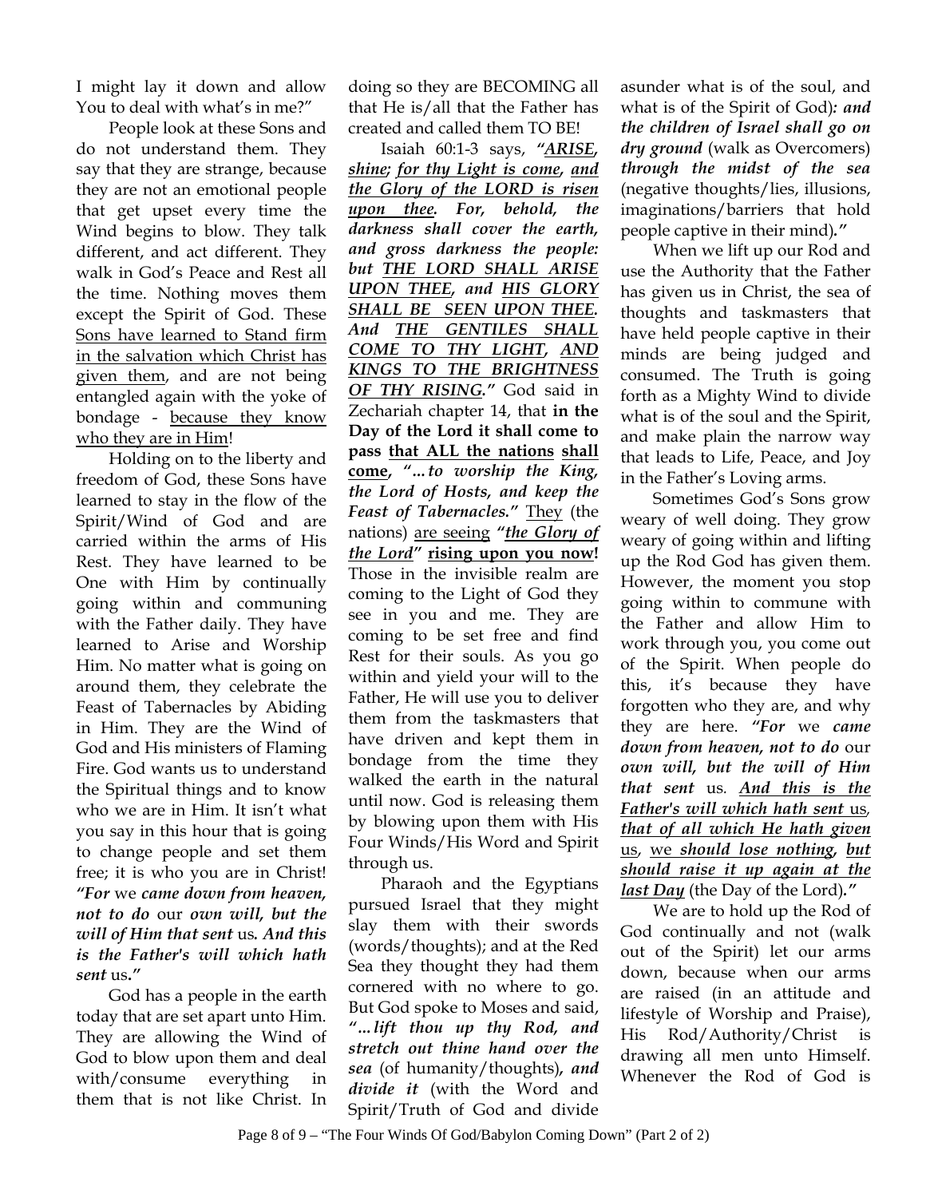I might lay it down and allow You to deal with what's in me?"

People look at these Sons and do not understand them. They say that they are strange, because they are not an emotional people that get upset every time the Wind begins to blow. They talk different, and act different. They walk in God's Peace and Rest all the time. Nothing moves them except the Spirit of God. These <u>Sons have learned to Stand firm in the salvation which Christ has given them</u>, and are not being entangled again with the yoke of bondage - <u>because they know who they are in Him</u>!

Holding on to the liberty and freedom of God, these Sons have learned to stay in the flow of the Spirit/Wind of God and are carried within the arms of His Rest. They have learned to be One with Him by continually going within and communing with the Father daily. They have learned to Arise and Worship Him. No matter what is going on around them, they celebrate the Feast of Tabernacles by Abiding in Him. They are the Wind of God and His ministers of Flaming Fire. God wants us to understand the Spiritual things and to know who we are in Him. It isn't what you say in this hour that is going to change people and set them free; it is who you are in Christ! ***"For*** we ***came down from heaven, not to do*** our ***own will, but the will of Him that sent*** us***. And this is the Father's will which hath sent*** us***."***

God has a people in the earth today that are set apart unto Him. They are allowing the Wind of God to blow upon them and deal with/consume everything in them that is not like Christ. In doing so they are BECOMING all that He is/all that the Father has created and called them TO BE!

Isaiah 60:1-3 says, ***"<u>ARISE</u>, <u>shine</u>; <u>for thy Light is come</u>, <u>and the Glory of the LORD is risen upon thee</u>. For, behold, the darkness shall cover the earth, and gross darkness the people: but <u>THE LORD SHALL ARISE UPON THEE</u>, and <u>HIS GLORY SHALL BE SEEN UPON THEE</u>. And <u>THE GENTILES SHALL COME TO THY LIGHT</u>, <u>AND KINGS TO THE BRIGHTNESS OF THY RISING</u>."*** God said in Zechariah chapter 14, that **in the Day of the Lord it shall come to pass <u>that ALL the nations</u> <u>shall come</u>, *"…to worship the King, the Lord of Hosts, and keep the Feast of Tabernacles."*** <u>They</u> (the nations) <u>are seeing</u> ***"<u>the Glory of the Lord</u>"*** **<u>rising upon you now</u>!** Those in the invisible realm are coming to the Light of God they see in you and me. They are coming to be set free and find Rest for their souls. As you go within and yield your will to the Father, He will use you to deliver them from the taskmasters that have driven and kept them in bondage from the time they walked the earth in the natural until now. God is releasing them by blowing upon them with His Four Winds/His Word and Spirit through us.

Pharaoh and the Egyptians pursued Israel that they might slay them with their swords (words/thoughts); and at the Red Sea they thought they had them cornered with no where to go. But God spoke to Moses and said, ***"…lift thou up thy Rod, and stretch out thine hand over the sea*** (of humanity/thoughts)***, and divide it*** (with the Word and Spirit/Truth of God and divide asunder what is of the soul, and what is of the Spirit of God)***: and the children of Israel shall go on dry ground*** (walk as Overcomers) ***through the midst of the sea*** (negative thoughts/lies, illusions, imaginations/barriers that hold people captive in their mind)***."***

When we lift up our Rod and use the Authority that the Father has given us in Christ, the sea of thoughts and taskmasters that have held people captive in their minds are being judged and consumed. The Truth is going forth as a Mighty Wind to divide what is of the soul and the Spirit, and make plain the narrow way that leads to Life, Peace, and Joy in the Father's Loving arms.

Sometimes God's Sons grow weary of well doing. They grow weary of going within and lifting up the Rod God has given them. However, the moment you stop going within to commune with the Father and allow Him to work through you, you come out of the Spirit. When people do this, it's because they have forgotten who they are, and why they are here. ***"For*** we ***came down from heaven, not to do*** our ***own will, but the will of Him that sent*** us. ***<u>And this is the Father's will which hath sent</u>*** <u>us</u>, ***<u>that of all which He hath given</u>*** <u>us</u>, <u>we</u> ***<u>should lose nothing</u>, <u>but should raise it up again at the last Day</u>*** (the Day of the Lord)***."***

We are to hold up the Rod of God continually and not (walk out of the Spirit) let our arms down, because when our arms are raised (in an attitude and lifestyle of Worship and Praise), His Rod/Authority/Christ is drawing all men unto Himself. Whenever the Rod of God is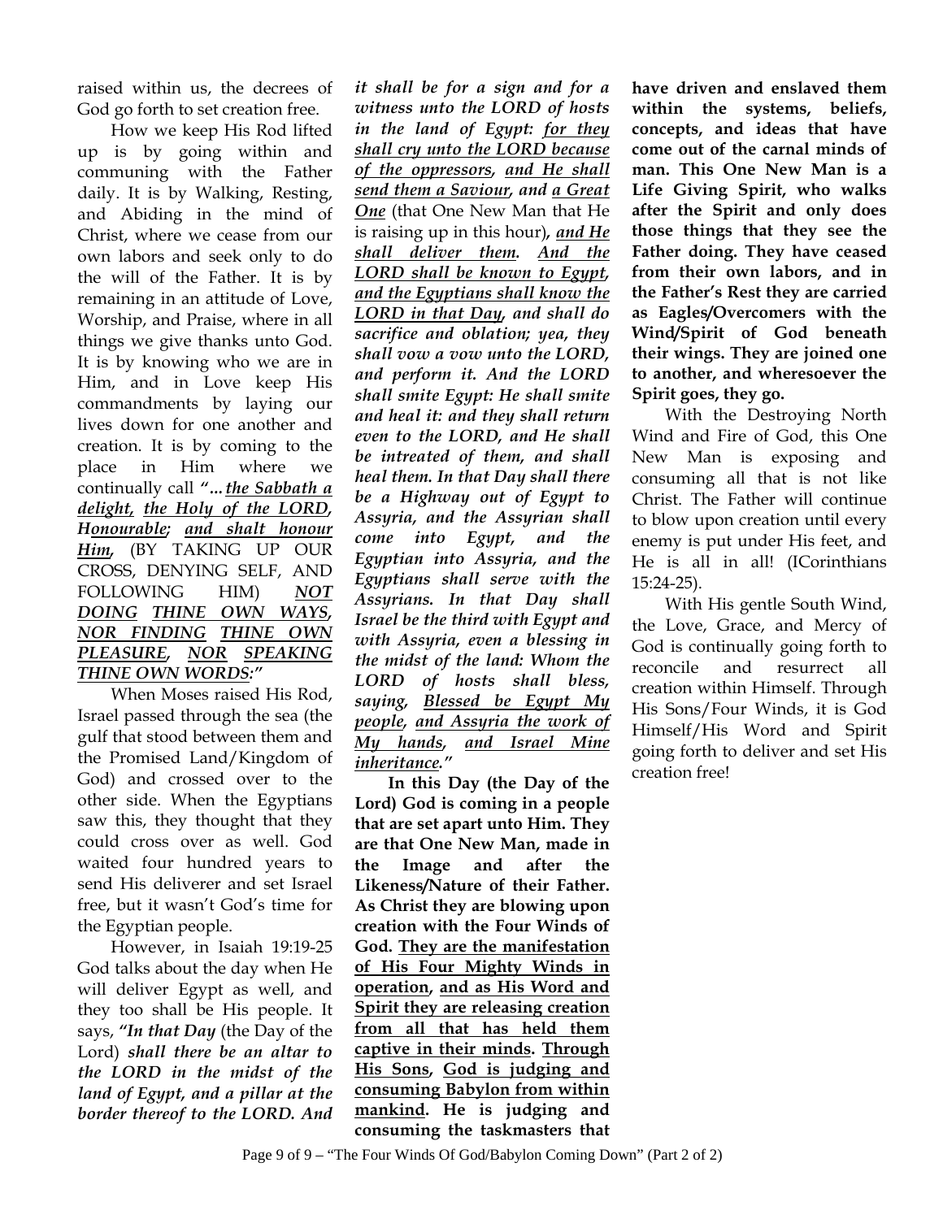raised within us, the decrees of God go forth to set creation free.

How we keep His Rod lifted up is by going within and communing with the Father daily. It is by Walking, Resting, and Abiding in the mind of Christ, where we cease from our own labors and seek only to do the will of the Father. It is by remaining in an attitude of Love, Worship, and Praise, where in all things we give thanks unto God. It is by knowing who we are in Him, and in Love keep His commandments by laying our lives down for one another and creation. It is by coming to the place in Him where we continually call ***"...*** ***<u>the Sabbath a delight,</u>*** ***<u>the Holy of the LORD, Honourable</u>;*** ***<u>and shalt honour Him</u>,*** (BY TAKING UP OUR CROSS, DENYING SELF, AND FOLLOWING HIM) ***<u>NOT DOING</u>*** ***<u>THINE OWN WAYS</u>,*** ***<u>NOR FINDING</u>*** ***<u>THINE OWN PLEASURE</u>,*** ***<u>NOR</u>*** ***<u>SPEAKING THINE OWN WORDS</u>:"***

When Moses raised His Rod, Israel passed through the sea (the gulf that stood between them and the Promised Land/Kingdom of God) and crossed over to the other side. When the Egyptians saw this, they thought that they could cross over as well. God waited four hundred years to send His deliverer and set Israel free, but it wasn't God's time for the Egyptian people.

However, in Isaiah 19:19-25 God talks about the day when He will deliver Egypt as well, and they too shall be His people. It says, ***"In that Day*** (the Day of the Lord) ***shall there be an altar to the LORD in the midst of the land of Egypt, and a pillar at the border thereof to the LORD. And it shall be for a sign and for a witness unto the LORD of hosts in the land of Egypt: <u>for they shall cry unto the LORD because of the oppressors</u>, <u>and He shall send them a Saviour</u>, and <u>a Great One</u>*** (that One New Man that He is raising up in this hour)***, <u>and He shall deliver them</u>. <u>And the LORD shall be known to Egypt</u>, <u>and the Egyptians shall know the LORD in that Day</u>, and shall do sacrifice and oblation; yea, they shall vow a vow unto the LORD, and perform it. And the LORD shall smite Egypt: He shall smite and heal it: and they shall return even to the LORD, and He shall be intreated of them, and shall heal them. In that Day shall there be a Highway out of Egypt to Assyria, and the Assyrian shall come into Egypt, and the Egyptian into Assyria, and the Egyptians shall serve with the Assyrians. In that Day shall Israel be the third with Egypt and with Assyria, even a blessing in the midst of the land: Whom the LORD of hosts shall bless, saying, <u>Blessed be Egypt My people</u>, <u>and Assyria the work of My hands</u>, <u>and Israel Mine inheritance</u>."***

**In this Day (the Day of the Lord) God is coming in a people that are set apart unto Him. They are that One New Man, made in the Image and after the Likeness/Nature of their Father. As Christ they are blowing upon creation with the Four Winds of God. <u>They are the manifestation of His Four Mighty Winds in operation</u>, <u>and as His Word and Spirit they are releasing creation from all that has held them captive in their minds</u>. <u>Through His Sons</u>, <u>God is judging and consuming Babylon from within mankind</u>. He is judging and consuming the taskmasters that have driven and enslaved them within the systems, beliefs, concepts, and ideas that have come out of the carnal minds of man. This One New Man is a Life Giving Spirit, who walks after the Spirit and only does those things that they see the Father doing. They have ceased from their own labors, and in the Father's Rest they are carried as Eagles/Overcomers with the Wind/Spirit of God beneath their wings. They are joined one to another, and wheresoever the Spirit goes, they go.**

With the Destroying North Wind and Fire of God, this One New Man is exposing and consuming all that is not like Christ. The Father will continue to blow upon creation until every enemy is put under His feet, and He is all in all! (ICorinthians 15:24-25).

With His gentle South Wind, the Love, Grace, and Mercy of God is continually going forth to reconcile and resurrect all creation within Himself. Through His Sons/Four Winds, it is God Himself/His Word and Spirit going forth to deliver and set His creation free!